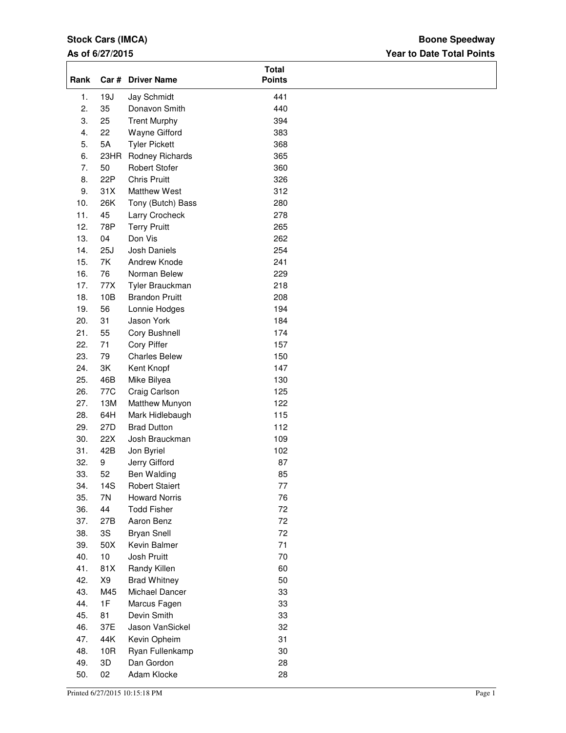**Stock Cars (IMCA)**
**As of 6/27/2015**

**Boone Speedway**
**Year to Date Total Points**

| Rank | Car # | Driver Name | Total Points |
|---|---|---|---|
| 1. | 19J | Jay Schmidt | 441 |
| 2. | 35 | Donavon Smith | 440 |
| 3. | 25 | Trent Murphy | 394 |
| 4. | 22 | Wayne Gifford | 383 |
| 5. | 5A | Tyler Pickett | 368 |
| 6. | 23HR | Rodney Richards | 365 |
| 7. | 50 | Robert Stofer | 360 |
| 8. | 22P | Chris Pruitt | 326 |
| 9. | 31X | Matthew West | 312 |
| 10. | 26K | Tony (Butch) Bass | 280 |
| 11. | 45 | Larry Crocheck | 278 |
| 12. | 78P | Terry Pruitt | 265 |
| 13. | 04 | Don Vis | 262 |
| 14. | 25J | Josh Daniels | 254 |
| 15. | 7K | Andrew Knode | 241 |
| 16. | 76 | Norman Belew | 229 |
| 17. | 77X | Tyler Brauckman | 218 |
| 18. | 10B | Brandon Pruitt | 208 |
| 19. | 56 | Lonnie Hodges | 194 |
| 20. | 31 | Jason York | 184 |
| 21. | 55 | Cory Bushnell | 174 |
| 22. | 71 | Cory Piffer | 157 |
| 23. | 79 | Charles Belew | 150 |
| 24. | 3K | Kent Knopf | 147 |
| 25. | 46B | Mike Bilyea | 130 |
| 26. | 77C | Craig Carlson | 125 |
| 27. | 13M | Matthew Munyon | 122 |
| 28. | 64H | Mark Hidlebaugh | 115 |
| 29. | 27D | Brad Dutton | 112 |
| 30. | 22X | Josh Brauckman | 109 |
| 31. | 42B | Jon Byriel | 102 |
| 32. | 9 | Jerry Gifford | 87 |
| 33. | 52 | Ben Walding | 85 |
| 34. | 14S | Robert Staiert | 77 |
| 35. | 7N | Howard Norris | 76 |
| 36. | 44 | Todd Fisher | 72 |
| 37. | 27B | Aaron Benz | 72 |
| 38. | 3S | Bryan Snell | 72 |
| 39. | 50X | Kevin Balmer | 71 |
| 40. | 10 | Josh Pruitt | 70 |
| 41. | 81X | Randy Killen | 60 |
| 42. | X9 | Brad Whitney | 50 |
| 43. | M45 | Michael Dancer | 33 |
| 44. | 1F | Marcus Fagen | 33 |
| 45. | 81 | Devin Smith | 33 |
| 46. | 37E | Jason VanSickel | 32 |
| 47. | 44K | Kevin Opheim | 31 |
| 48. | 10R | Ryan Fullenkamp | 30 |
| 49. | 3D | Dan Gordon | 28 |
| 50. | 02 | Adam Klocke | 28 |

Printed 6/27/2015 10:15:18 PM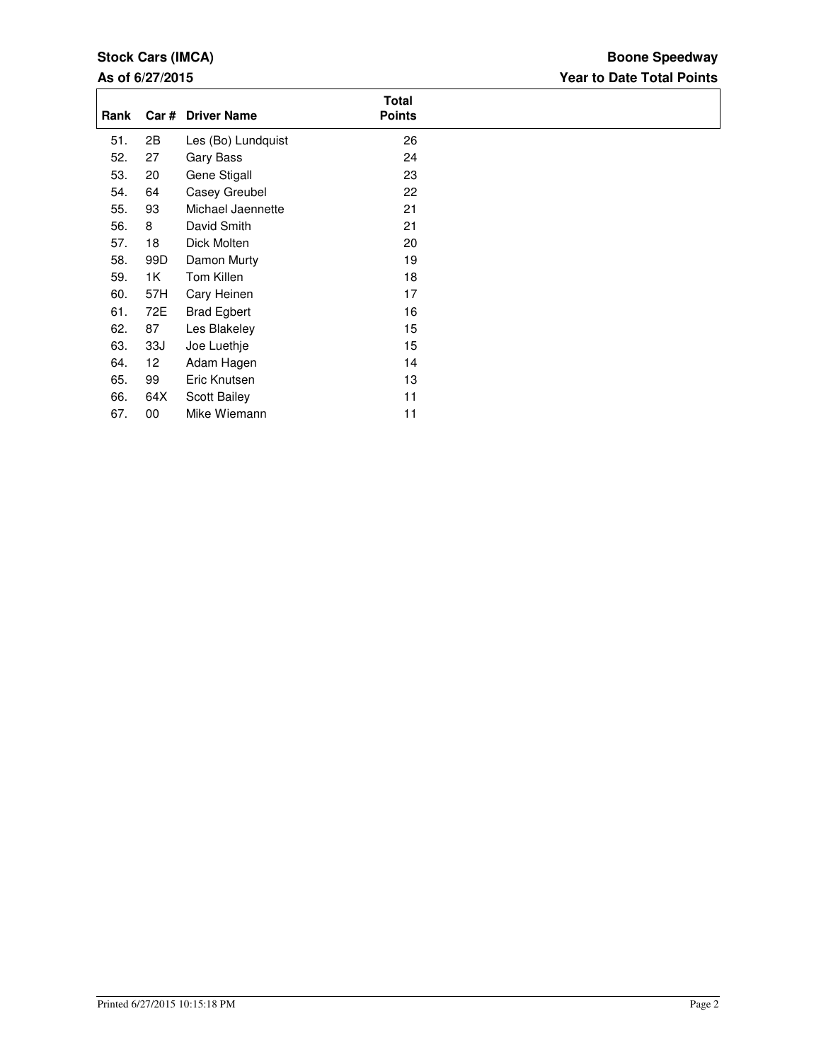**Stock Cars (IMCA)**

**As of 6/27/2015**

**Boone Speedway**

**Year to Date Total Points**

| Rank | Car # | Driver Name | Total Points |
|---|---|---|---|
| 51. | 2B | Les (Bo) Lundquist | 26 |
| 52. | 27 | Gary Bass | 24 |
| 53. | 20 | Gene Stigall | 23 |
| 54. | 64 | Casey Greubel | 22 |
| 55. | 93 | Michael Jaennette | 21 |
| 56. | 8 | David Smith | 21 |
| 57. | 18 | Dick Molten | 20 |
| 58. | 99D | Damon Murty | 19 |
| 59. | 1K | Tom Killen | 18 |
| 60. | 57H | Cary Heinen | 17 |
| 61. | 72E | Brad Egbert | 16 |
| 62. | 87 | Les Blakeley | 15 |
| 63. | 33J | Joe Luethje | 15 |
| 64. | 12 | Adam Hagen | 14 |
| 65. | 99 | Eric Knutsen | 13 |
| 66. | 64X | Scott Bailey | 11 |
| 67. | 00 | Mike Wiemann | 11 |

Printed 6/27/2015 10:15:18 PM